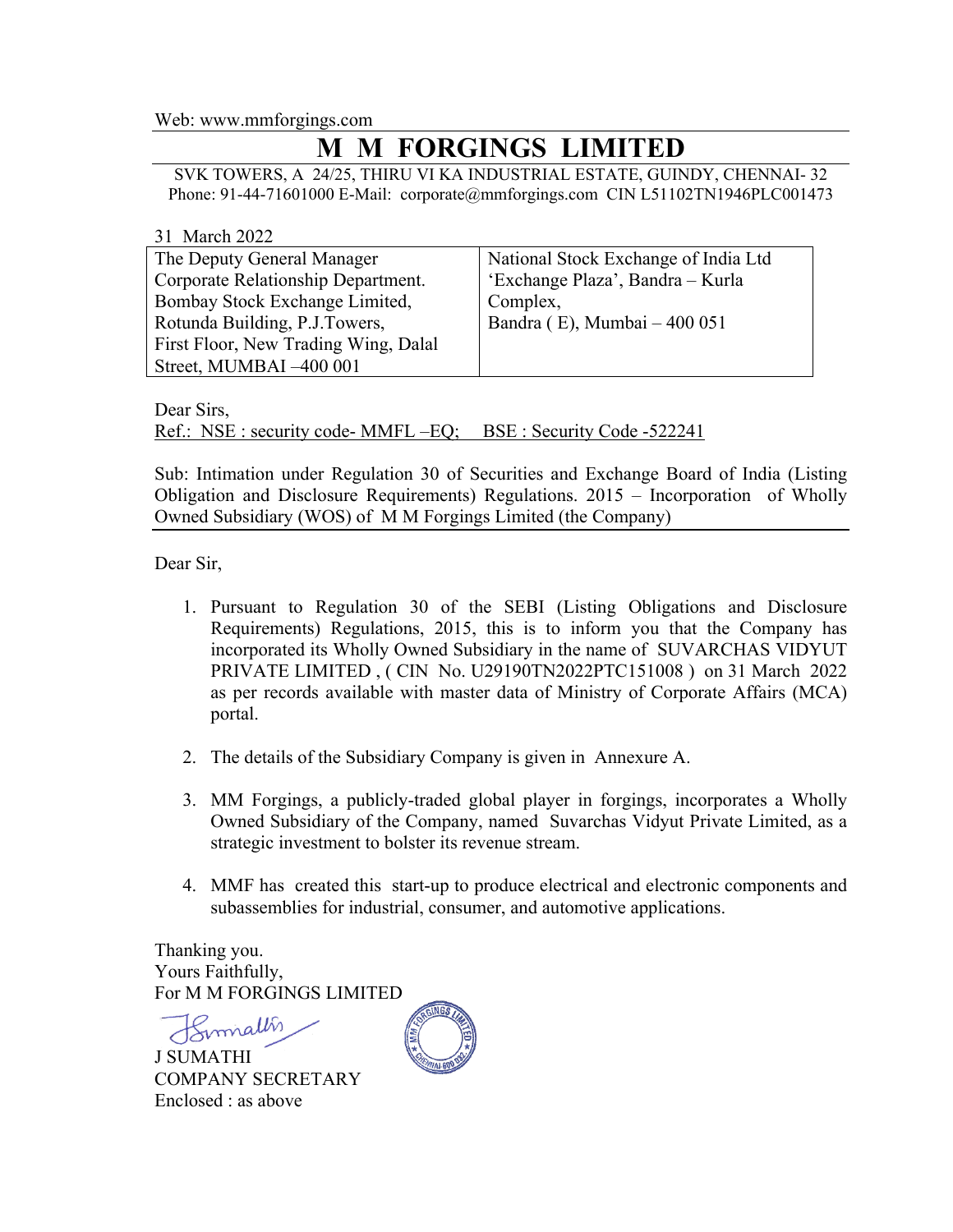Web: www.mmforgings.com

# M M FORGINGS LIMITED

SVK TOWERS, A 24/25, THIRU VI KA INDUSTRIAL ESTATE, GUINDY, CHENNAI- 32
Phone: 91-44-71601000 E-Mail: corporate@mmforgings.com CIN L51102TN1946PLC001473

31 March 2022

| The Deputy General Manager<br>Corporate Relationship Department.<br>Bombay Stock Exchange Limited,<br>Rotunda Building, P.J.Towers,<br>First Floor, New Trading Wing, Dalal Street, MUMBAI –400 001 | National Stock Exchange of India Ltd<br>'Exchange Plaza', Bandra – Kurla Complex,<br>Bandra ( E), Mumbai – 400 051 |
|---|---|

Dear Sirs,

Ref.: NSE : security code- MMFL –EQ; BSE : Security Code -522241

Sub: Intimation under Regulation 30 of Securities and Exchange Board of India (Listing Obligation and Disclosure Requirements) Regulations. 2015 – Incorporation of Wholly Owned Subsidiary (WOS) of M M Forgings Limited (the Company)

Dear Sir,

1. Pursuant to Regulation 30 of the SEBI (Listing Obligations and Disclosure Requirements) Regulations, 2015, this is to inform you that the Company has incorporated its Wholly Owned Subsidiary in the name of SUVARCHAS VIDYUT PRIVATE LIMITED , ( CIN No. U29190TN2022PTC151008 ) on 31 March 2022 as per records available with master data of Ministry of Corporate Affairs (MCA) portal.

2. The details of the Subsidiary Company is given in Annexure A.

3. MM Forgings, a publicly-traded global player in forgings, incorporates a Wholly Owned Subsidiary of the Company, named Suvarchas Vidyut Private Limited, as a strategic investment to bolster its revenue stream.

4. MMF has created this start-up to produce electrical and electronic components and subassemblies for industrial, consumer, and automotive applications.

Thanking you.
Yours Faithfully,
For M M FORGINGS LIMITED

J SUMATHI
COMPANY SECRETARY
Enclosed : as above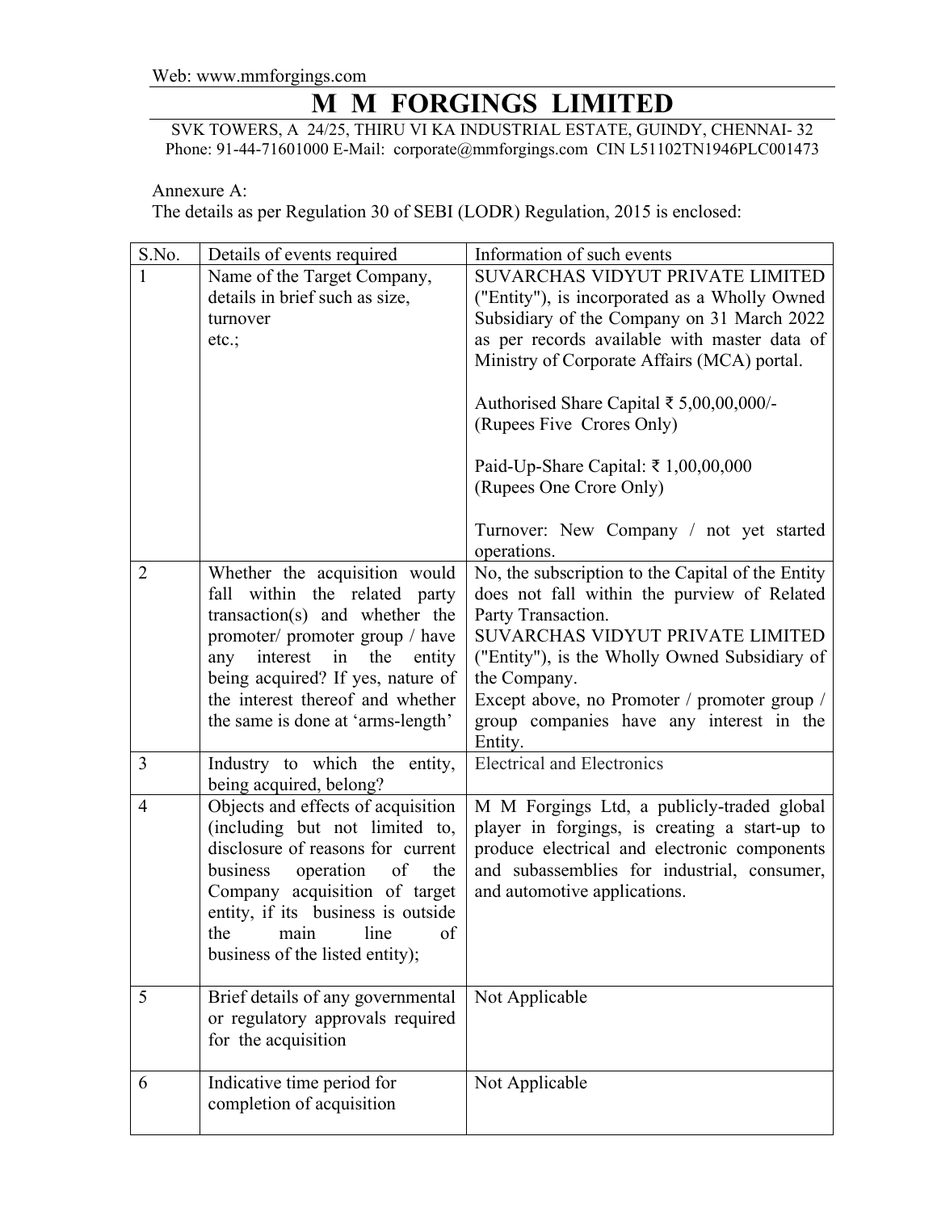Web: www.mmforgings.com

# M M FORGINGS LIMITED

SVK TOWERS, A 24/25, THIRU VI KA INDUSTRIAL ESTATE, GUINDY, CHENNAI- 32
Phone: 91-44-71601000 E-Mail: corporate@mmforgings.com CIN L51102TN1946PLC001473

Annexure A:
The details as per Regulation 30 of SEBI (LODR) Regulation, 2015 is enclosed:

| S.No. | Details of events required | Information of such events |
|---|---|---|
| 1 | Name of the Target Company, details in brief such as size, turnover etc.; | SUVARCHAS VIDYUT PRIVATE LIMITED ("Entity"), is incorporated as a Wholly Owned Subsidiary of the Company on 31 March 2022 as per records available with master data of Ministry of Corporate Affairs (MCA) portal.<br><br>Authorised Share Capital ₹ 5,00,00,000/- (Rupees Five Crores Only)<br><br>Paid-Up-Share Capital: ₹ 1,00,00,000 (Rupees One Crore Only)<br><br>Turnover: New Company / not yet started operations. |
| 2 | Whether the acquisition would fall within the related party transaction(s) and whether the promoter/ promoter group / have any interest in the entity being acquired? If yes, nature of the interest thereof and whether the same is done at 'arms-length' | No, the subscription to the Capital of the Entity does not fall within the purview of Related Party Transaction.<br>SUVARCHAS VIDYUT PRIVATE LIMITED ("Entity"), is the Wholly Owned Subsidiary of the Company.<br>Except above, no Promoter / promoter group / group companies have any interest in the Entity. |
| 3 | Industry to which the entity, being acquired, belong? | Electrical and Electronics |
| 4 | Objects and effects of acquisition (including but not limited to, disclosure of reasons for current business operation of the Company acquisition of target entity, if its business is outside the main line of business of the listed entity); | M M Forgings Ltd, a publicly-traded global player in forgings, is creating a start-up to produce electrical and electronic components and subassemblies for industrial, consumer, and automotive applications. |
| 5 | Brief details of any governmental or regulatory approvals required for the acquisition | Not Applicable |
| 6 | Indicative time period for completion of acquisition | Not Applicable |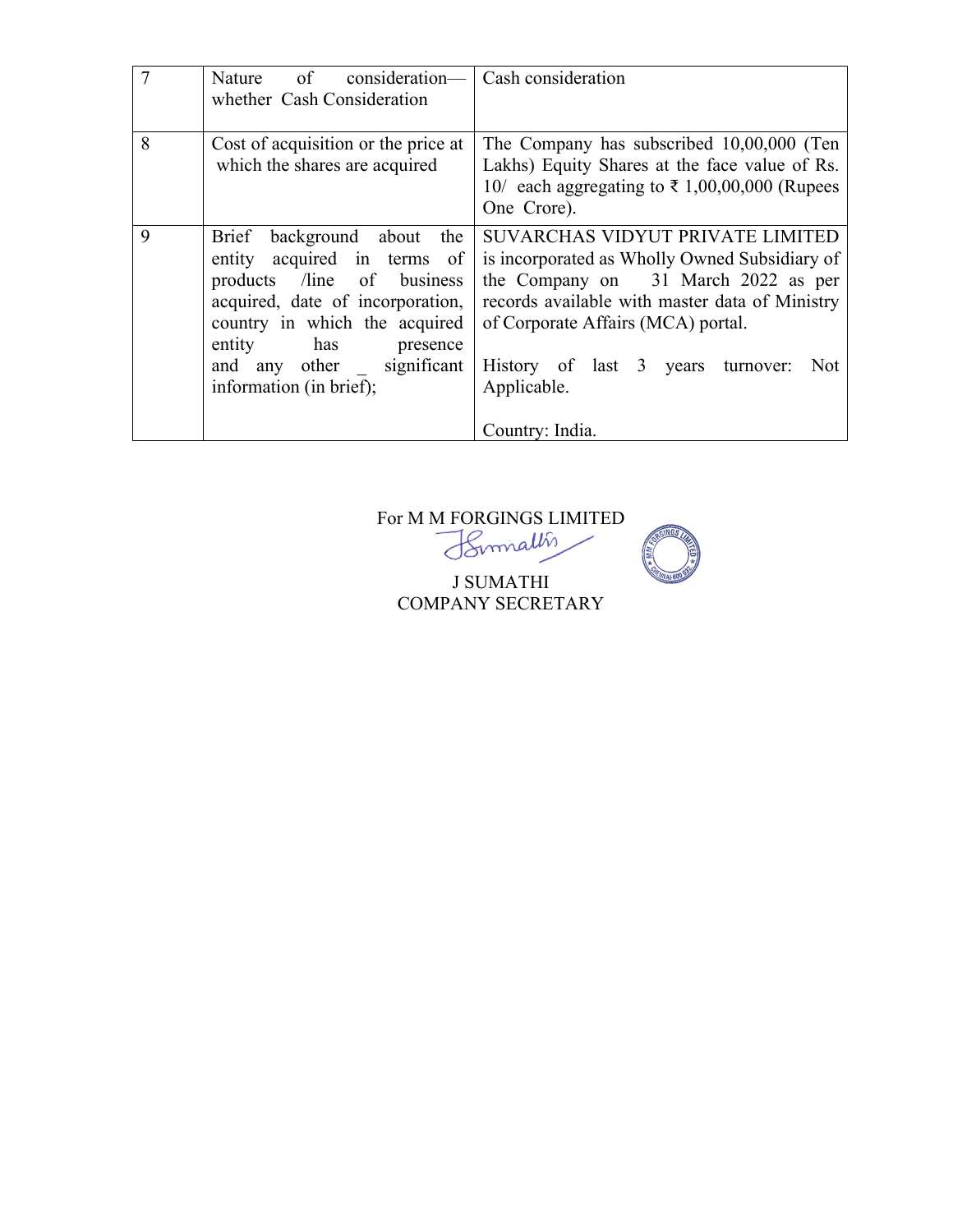| | | |
|---|---|---|
| 7 | Nature of consideration— whether Cash Consideration | Cash consideration |
| 8 | Cost of acquisition or the price at which the shares are acquired | The Company has subscribed 10,00,000 (Ten Lakhs) Equity Shares at the face value of Rs. 10/ each aggregating to ₹ 1,00,00,000 (Rupees One Crore). |
| 9 | Brief background about the entity acquired in terms of products /line of business acquired, date of incorporation, country in which the acquired entity has presence and any other _ significant information (in brief); | SUVARCHAS VIDYUT PRIVATE LIMITED is incorporated as Wholly Owned Subsidiary of the Company on 31 March 2022 as per records available with master data of Ministry of Corporate Affairs (MCA) portal.<br><br>History of last 3 years turnover: Not Applicable.<br><br>Country: India. |

For M M FORGINGS LIMITED

J SUMATHI
COMPANY SECRETARY